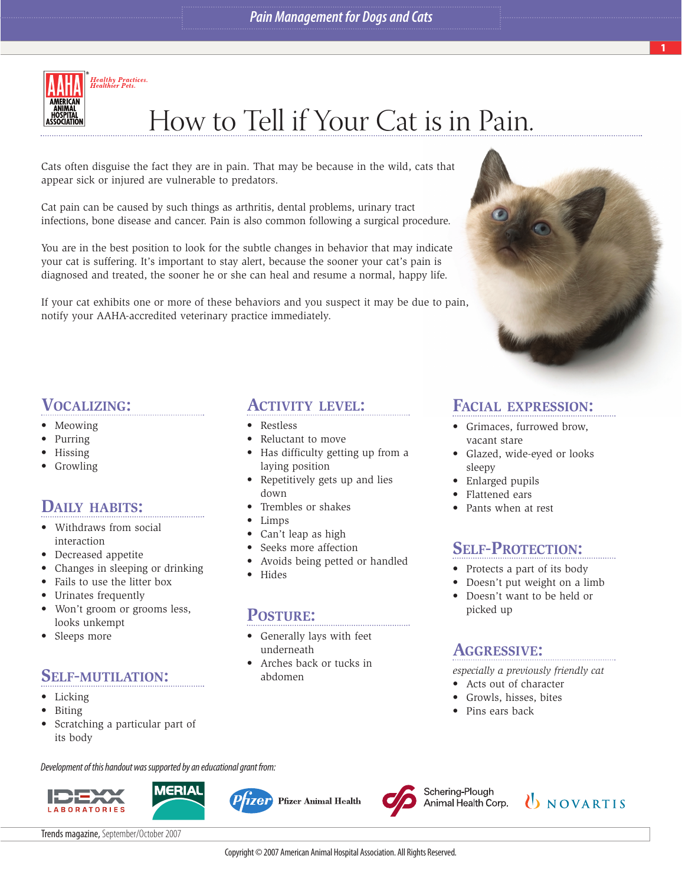Healthy Practices. Healthier Pets.

# How to Tell if Your Cat is in Pain.

Cats often disguise the fact they are in pain. That may be because in the wild, cats that appear sick or injured are vulnerable to predators.

Cat pain can be caused by such things as arthritis, dental problems, urinary tract infections, bone disease and cancer. Pain is also common following a surgical procedure.

You are in the best position to look for the subtle changes in behavior that may indicate your cat is suffering. It's important to stay alert, because the sooner your cat's pain is diagnosed and treated, the sooner he or she can heal and resume a normal, happy life.

If your cat exhibits one or more of these behaviors and you suspect it may be due to pain, notify your AAHA-accredited veterinary practice immediately.

## Vocalizing:

- Meowing
- Purring
- Hissing
- Growling

## Daily Habits:

- Withdraws from social interaction
- Decreased appetite
- Changes in sleeping or drinking
- Fails to use the litter box
- Urinates frequently
- Won't groom or grooms less, looks unkempt
- Sleeps more

## Self-Mutilation:

- Licking
- Biting
- Scratching a particular part of its body

## Activity Level:

- Restless
- Reluctant to move
- Has difficulty getting up from a laying position
- Repetitively gets up and lies down
- Trembles or shakes
- Limps
- Can't leap as high
- Seeks more affection
- Avoids being petted or handled
- Hides

## Posture:

- Generally lays with feet underneath
- Arches back or tucks in abdomen

## Facial Expression:

- Grimaces, furrowed brow, vacant stare
- Glazed, wide-eyed or looks sleepy
- Enlarged pupils
- Flattened ears
- Pants when at rest

## Self-Protection:

- Protects a part of its body
- Doesn't put weight on a limb
- Doesn't want to be held or picked up

## Aggressive:

*especially a previously friendly cat*

- Acts out of character
- Growls, hisses, bites
- Pins ears back

*Development of this handout was supported by an educational grant from:*

IDEXX Laboratories, Merial, Pfizer Animal Health, Schering-Plough Animal Health Corp., Novartis

Trends magazine, September/October 2007

Copyright © 2007 American Animal Hospital Association. All Rights Reserved.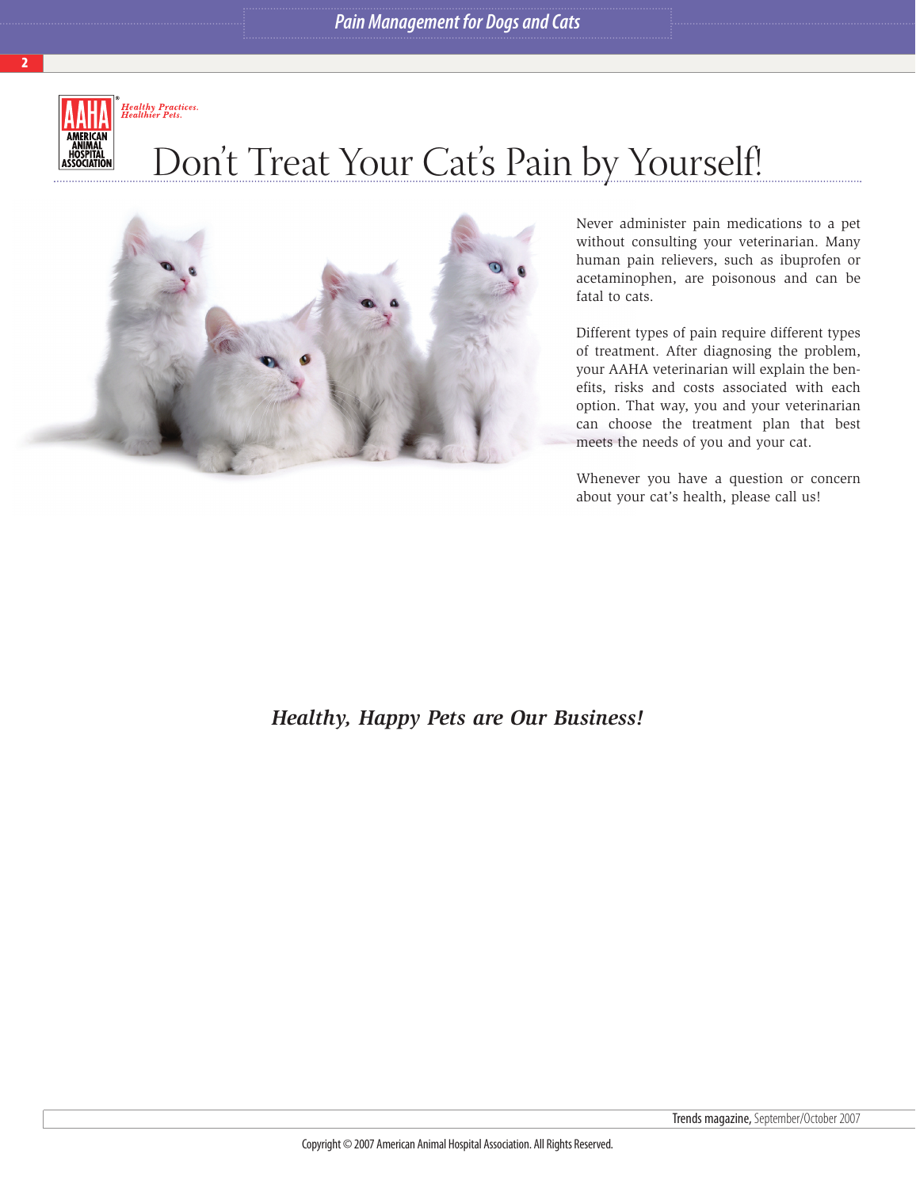Healthy Practices. Healthier Pets.

# Don't Treat Your Cat's Pain by Yourself!

Never administer pain medications to a pet without consulting your veterinarian. Many human pain relievers, such as ibuprofen or acetaminophen, are poisonous and can be fatal to cats.

Different types of pain require different types of treatment. After diagnosing the problem, your AAHA veterinarian will explain the benefits, risks and costs associated with each option. That way, you and your veterinarian can choose the treatment plan that best meets the needs of you and your cat.

Whenever you have a question or concern about your cat's health, please call us!

***Healthy, Happy Pets are Our Business!***

Copyright © 2007 American Animal Hospital Association. All Rights Reserved.